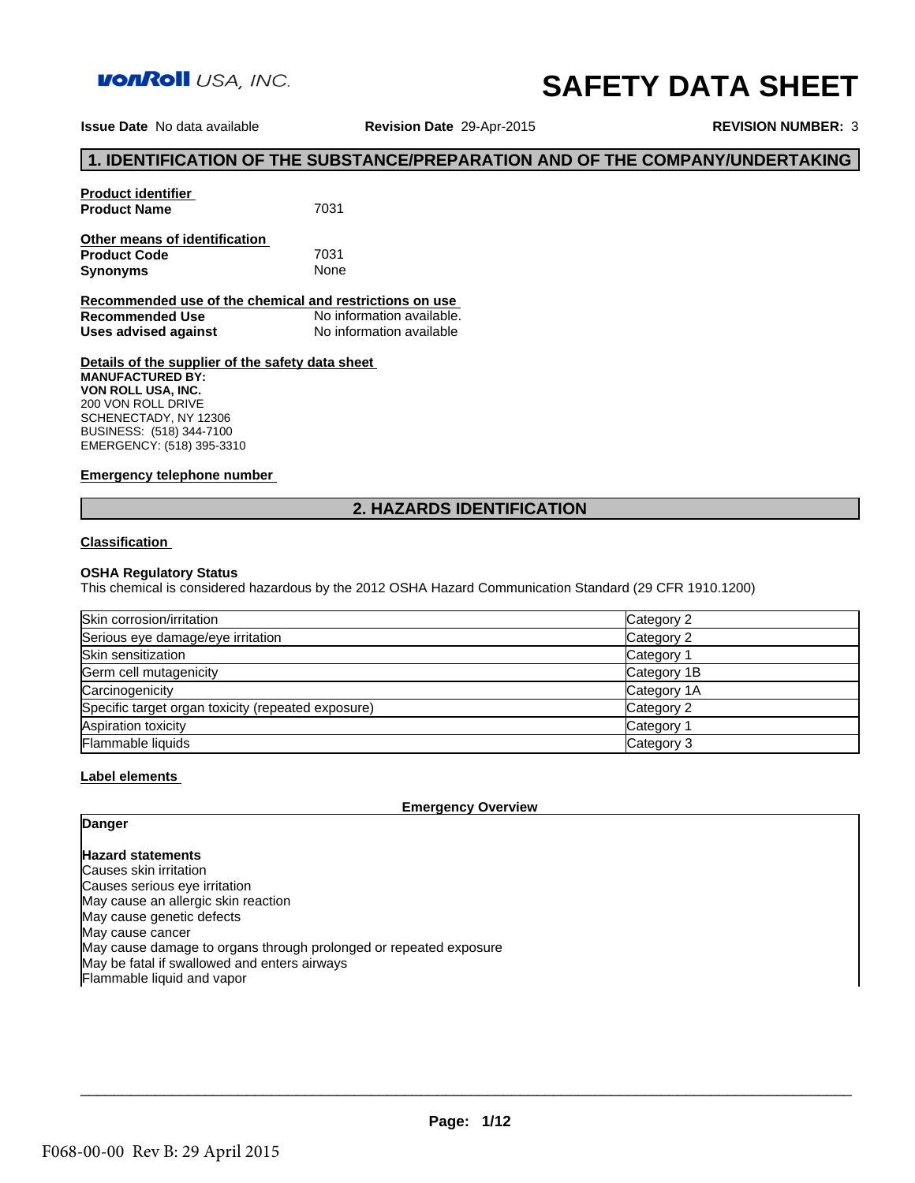**vonRoll** USA, INC.

# SAFETY DATA SHEET

**Issue Date** No data available **Revision Date** 29-Apr-2015 **REVISION NUMBER:** 3

## 1. IDENTIFICATION OF THE SUBSTANCE/PREPARATION AND OF THE COMPANY/UNDERTAKING

**Product identifier**

**Product Name** 7031

**Other means of identification**

**Product Code** 7031

**Synonyms** None

**Recommended use of the chemical and restrictions on use**

**Recommended Use** No information available.

**Uses advised against** No information available

**Details of the supplier of the safety data sheet**

**MANUFACTURED BY:**
**VON ROLL USA, INC.**
200 VON ROLL DRIVE
SCHENECTADY, NY 12306
BUSINESS: (518) 344-7100
EMERGENCY: (518) 395-3310

**Emergency telephone number**

## 2. HAZARDS IDENTIFICATION

**Classification**

**OSHA Regulatory Status**

This chemical is considered hazardous by the 2012 OSHA Hazard Communication Standard (29 CFR 1910.1200)

| Hazard | Category |
|---|---|
| Skin corrosion/irritation | Category 2 |
| Serious eye damage/eye irritation | Category 2 |
| Skin sensitization | Category 1 |
| Germ cell mutagenicity | Category 1B |
| Carcinogenicity | Category 1A |
| Specific target organ toxicity (repeated exposure) | Category 2 |
| Aspiration toxicity | Category 1 |
| Flammable liquids | Category 3 |

**Label elements**

**Emergency Overview**

**Danger**

**Hazard statements**

Causes skin irritation
Causes serious eye irritation
May cause an allergic skin reaction
May cause genetic defects
May cause cancer
May cause damage to organs through prolonged or repeated exposure
May be fatal if swallowed and enters airways
Flammable liquid and vapor

F068-00-00 Rev B: 29 April 2015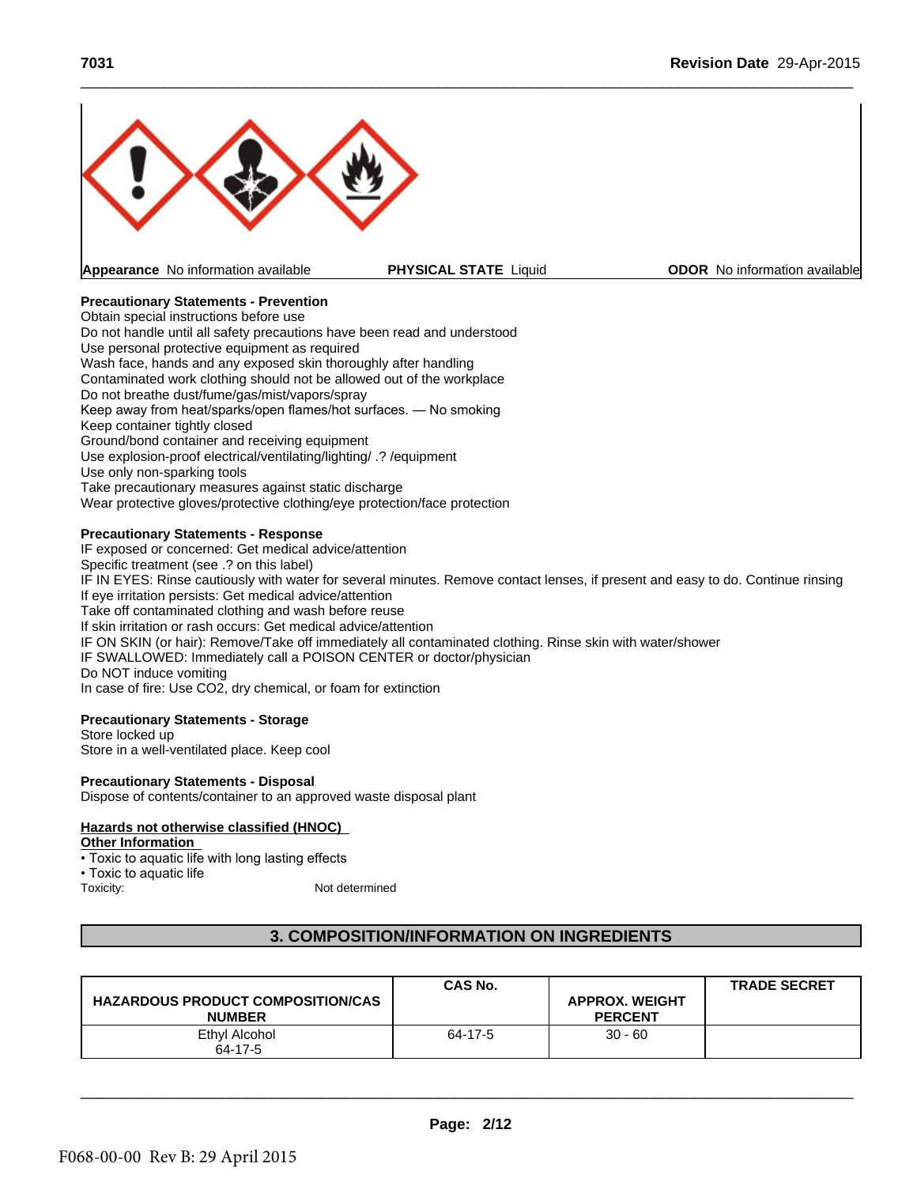**Appearance** No information available **PHYSICAL STATE** Liquid **ODOR** No information available

**Precautionary Statements - Prevention**

Obtain special instructions before use
Do not handle until all safety precautions have been read and understood
Use personal protective equipment as required
Wash face, hands and any exposed skin thoroughly after handling
Contaminated work clothing should not be allowed out of the workplace
Do not breathe dust/fume/gas/mist/vapors/spray
Keep away from heat/sparks/open flames/hot surfaces. — No smoking
Keep container tightly closed
Ground/bond container and receiving equipment
Use explosion-proof electrical/ventilating/lighting/ .? /equipment
Use only non-sparking tools
Take precautionary measures against static discharge
Wear protective gloves/protective clothing/eye protection/face protection

**Precautionary Statements - Response**

IF exposed or concerned: Get medical advice/attention
Specific treatment (see .? on this label)
IF IN EYES: Rinse cautiously with water for several minutes. Remove contact lenses, if present and easy to do. Continue rinsing
If eye irritation persists: Get medical advice/attention
Take off contaminated clothing and wash before reuse
If skin irritation or rash occurs: Get medical advice/attention
IF ON SKIN (or hair): Remove/Take off immediately all contaminated clothing. Rinse skin with water/shower
IF SWALLOWED: Immediately call a POISON CENTER or doctor/physician
Do NOT induce vomiting
In case of fire: Use CO2, dry chemical, or foam for extinction

**Precautionary Statements - Storage**

Store locked up
Store in a well-ventilated place. Keep cool

**Precautionary Statements - Disposal**

Dispose of contents/container to an approved waste disposal plant

**Hazards not otherwise classified (HNOC)**

**Other Information**

- Toxic to aquatic life with long lasting effects
- Toxic to aquatic life

Toxicity: Not determined

## 3. COMPOSITION/INFORMATION ON INGREDIENTS

| HAZARDOUS PRODUCT COMPOSITION/CAS NUMBER | CAS No. | APPROX. WEIGHT PERCENT | TRADE SECRET |
|---|---|---|---|
| Ethyl Alcohol 64-17-5 | 64-17-5 | 30 - 60 | |

F068-00-00 Rev B: 29 April 2015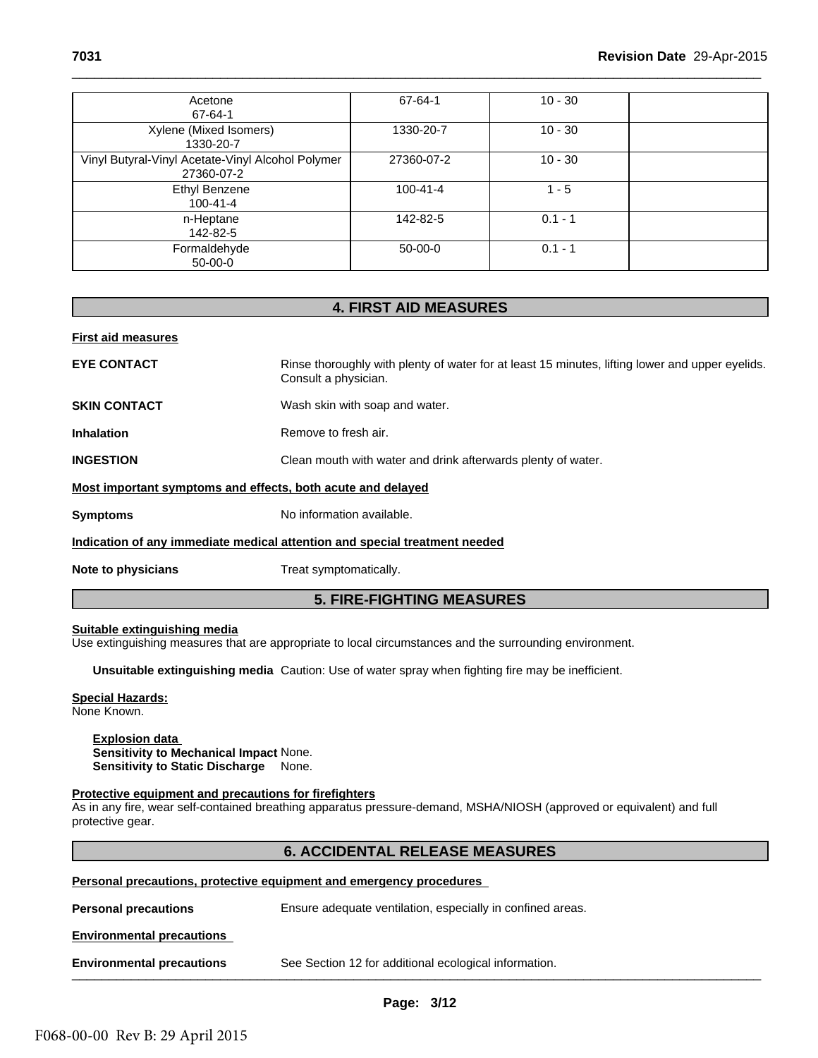| | | | |
|---|---|---|---|
| Acetone 67-64-1 | 67-64-1 | 10 - 30 | |
| Xylene (Mixed Isomers) 1330-20-7 | 1330-20-7 | 10 - 30 | |
| Vinyl Butyral-Vinyl Acetate-Vinyl Alcohol Polymer 27360-07-2 | 27360-07-2 | 10 - 30 | |
| Ethyl Benzene 100-41-4 | 100-41-4 | 1 - 5 | |
| n-Heptane 142-82-5 | 142-82-5 | 0.1 - 1 | |
| Formaldehyde 50-00-0 | 50-00-0 | 0.1 - 1 | |

## 4. FIRST AID MEASURES

**First aid measures**

**EYE CONTACT** Rinse thoroughly with plenty of water for at least 15 minutes, lifting lower and upper eyelids. Consult a physician.

**SKIN CONTACT** Wash skin with soap and water.

**Inhalation** Remove to fresh air.

**INGESTION** Clean mouth with water and drink afterwards plenty of water.

**Most important symptoms and effects, both acute and delayed**

**Symptoms** No information available.

**Indication of any immediate medical attention and special treatment needed**

**Note to physicians** Treat symptomatically.

## 5. FIRE-FIGHTING MEASURES

**Suitable extinguishing media**
Use extinguishing measures that are appropriate to local circumstances and the surrounding environment.

**Unsuitable extinguishing media** Caution: Use of water spray when fighting fire may be inefficient.

**Special Hazards:**
None Known.

**Explosion data**
**Sensitivity to Mechanical Impact** None.
**Sensitivity to Static Discharge** None.

**Protective equipment and precautions for firefighters**
As in any fire, wear self-contained breathing apparatus pressure-demand, MSHA/NIOSH (approved or equivalent) and full protective gear.

## 6. ACCIDENTAL RELEASE MEASURES

**Personal precautions, protective equipment and emergency procedures**

**Personal precautions** Ensure adequate ventilation, especially in confined areas.

**Environmental precautions**

**Environmental precautions** See Section 12 for additional ecological information.

F068-00-00 Rev B: 29 April 2015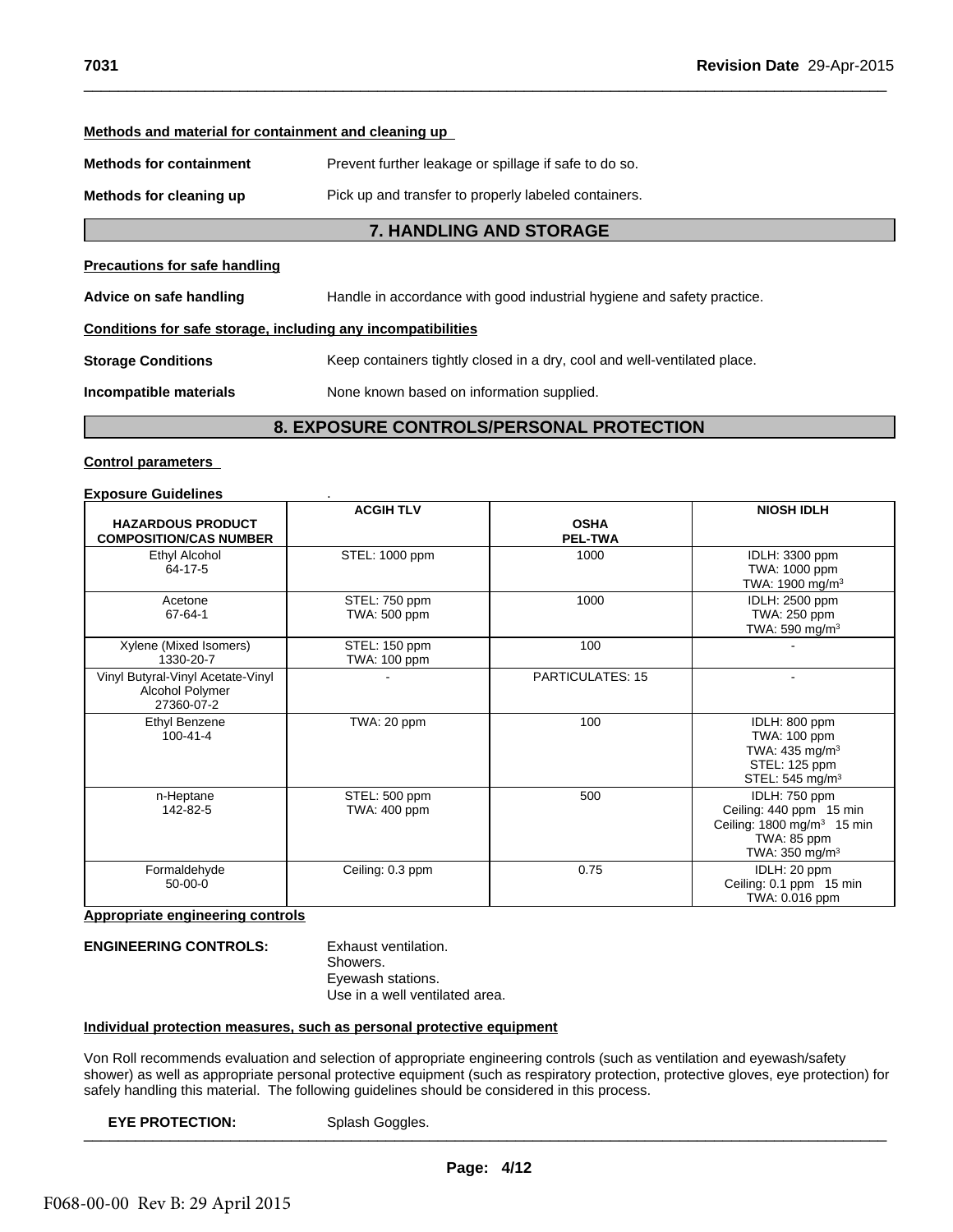**Methods and material for containment and cleaning up**

**Methods for containment** Prevent further leakage or spillage if safe to do so.

**Methods for cleaning up** Pick up and transfer to properly labeled containers.

## 7. HANDLING AND STORAGE

**Precautions for safe handling**

**Advice on safe handling** Handle in accordance with good industrial hygiene and safety practice.

**Conditions for safe storage, including any incompatibilities**

**Storage Conditions** Keep containers tightly closed in a dry, cool and well-ventilated place.

**Incompatible materials** None known based on information supplied.

## 8. EXPOSURE CONTROLS/PERSONAL PROTECTION

**Control parameters**

**Exposure Guidelines** .

| HAZARDOUS PRODUCT COMPOSITION/CAS NUMBER | ACGIH TLV | OSHA PEL-TWA | NIOSH IDLH |
|---|---|---|---|
| Ethyl Alcohol 64-17-5 | STEL: 1000 ppm | 1000 | IDLH: 3300 ppm TWA: 1000 ppm TWA: 1900 mg/m$^3$ |
| Acetone 67-64-1 | STEL: 750 ppm TWA: 500 ppm | 1000 | IDLH: 2500 ppm TWA: 250 ppm TWA: 590 mg/m$^3$ |
| Xylene (Mixed Isomers) 1330-20-7 | STEL: 150 ppm TWA: 100 ppm | 100 | - |
| Vinyl Butyral-Vinyl Acetate-Vinyl Alcohol Polymer 27360-07-2 | - | PARTICULATES: 15 | - |
| Ethyl Benzene 100-41-4 | TWA: 20 ppm | 100 | IDLH: 800 ppm TWA: 100 ppm TWA: 435 mg/m$^3$ STEL: 125 ppm STEL: 545 mg/m$^3$ |
| n-Heptane 142-82-5 | STEL: 500 ppm TWA: 400 ppm | 500 | IDLH: 750 ppm Ceiling: 440 ppm 15 min Ceiling: 1800 mg/m$^3$ 15 min TWA: 85 ppm TWA: 350 mg/m$^3$ |
| Formaldehyde 50-00-0 | Ceiling: 0.3 ppm | 0.75 | IDLH: 20 ppm Ceiling: 0.1 ppm 15 min TWA: 0.016 ppm |

**Appropriate engineering controls**

**ENGINEERING CONTROLS:** Exhaust ventilation.
Showers.
Eyewash stations.
Use in a well ventilated area.

**Individual protection measures, such as personal protective equipment**

Von Roll recommends evaluation and selection of appropriate engineering controls (such as ventilation and eyewash/safety shower) as well as appropriate personal protective equipment (such as respiratory protection, protective gloves, eye protection) for safely handling this material. The following guidelines should be considered in this process.

**EYE PROTECTION:** Splash Goggles.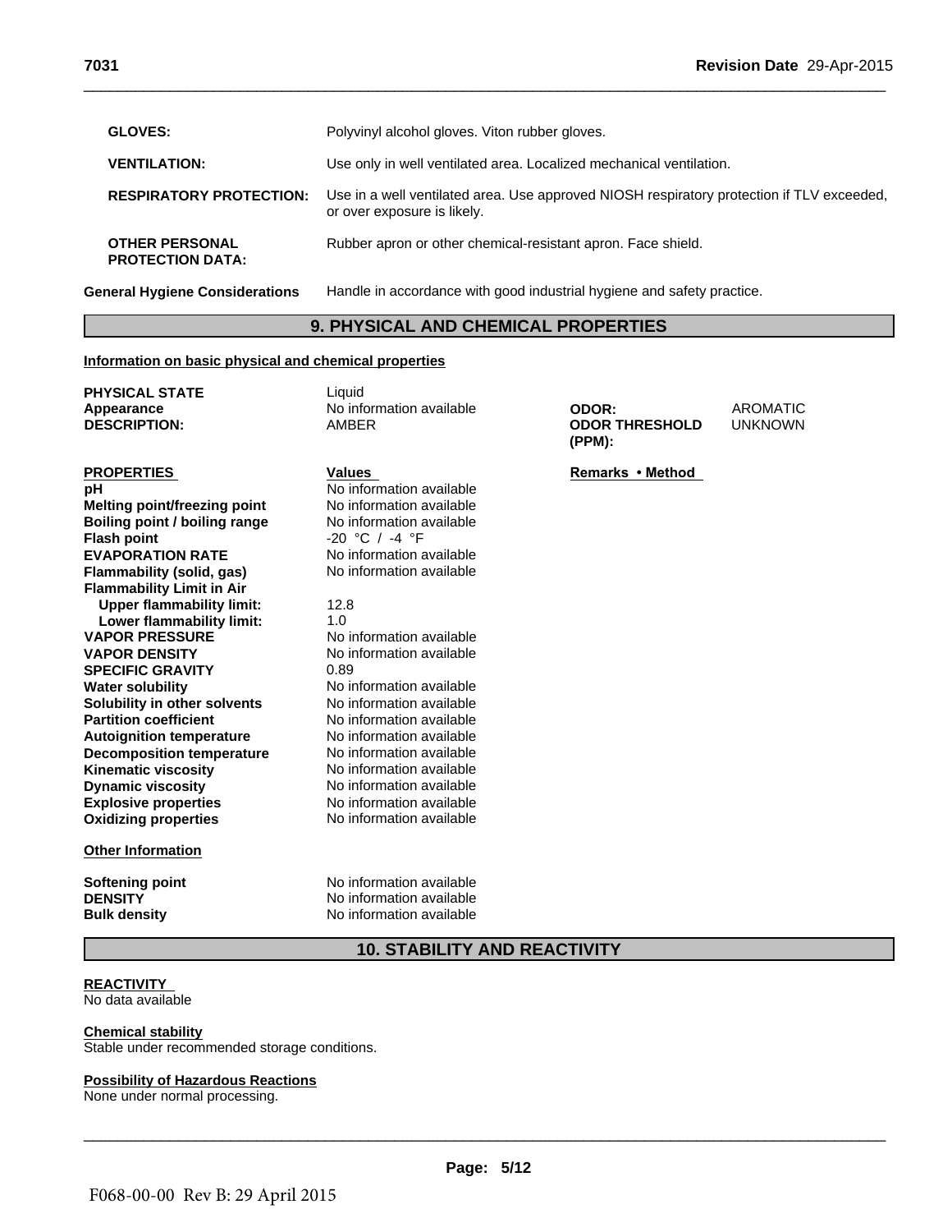| | |
|---|---|
| **GLOVES:** | Polyvinyl alcohol gloves. Viton rubber gloves. |
| **VENTILATION:** | Use only in well ventilated area. Localized mechanical ventilation. |
| **RESPIRATORY PROTECTION:** | Use in a well ventilated area. Use approved NIOSH respiratory protection if TLV exceeded, or over exposure is likely. |
| **OTHER PERSONAL PROTECTION DATA:** | Rubber apron or other chemical-resistant apron. Face shield. |
| **General Hygiene Considerations** | Handle in accordance with good industrial hygiene and safety practice. |

## 9. PHYSICAL AND CHEMICAL PROPERTIES

**Information on basic physical and chemical properties**

| | | | |
|---|---|---|---|
| **PHYSICAL STATE** | Liquid | | |
| **Appearance** | No information available | **ODOR:** | AROMATIC |
| **DESCRIPTION:** | AMBER | **ODOR THRESHOLD (PPM):** | UNKNOWN |

| **PROPERTIES** | **Values** | **Remarks • Method** |
|---|---|---|
| **pH** | No information available | |
| **Melting point/freezing point** | No information available | |
| **Boiling point / boiling range** | No information available | |
| **Flash point** | -20 °C / -4 °F | |
| **EVAPORATION RATE** | No information available | |
| **Flammability (solid, gas)** | No information available | |
| **Flammability Limit in Air** | | |
| **Upper flammability limit:** | 12.8 | |
| **Lower flammability limit:** | 1.0 | |
| **VAPOR PRESSURE** | No information available | |
| **VAPOR DENSITY** | No information available | |
| **SPECIFIC GRAVITY** | 0.89 | |
| **Water solubility** | No information available | |
| **Solubility in other solvents** | No information available | |
| **Partition coefficient** | No information available | |
| **Autoignition temperature** | No information available | |
| **Decomposition temperature** | No information available | |
| **Kinematic viscosity** | No information available | |
| **Dynamic viscosity** | No information available | |
| **Explosive properties** | No information available | |
| **Oxidizing properties** | No information available | |

**Other Information**

| | |
|---|---|
| **Softening point** | No information available |
| **DENSITY** | No information available |
| **Bulk density** | No information available |

## 10. STABILITY AND REACTIVITY

**REACTIVITY**
No data available

**Chemical stability**
Stable under recommended storage conditions.

**Possibility of Hazardous Reactions**
None under normal processing.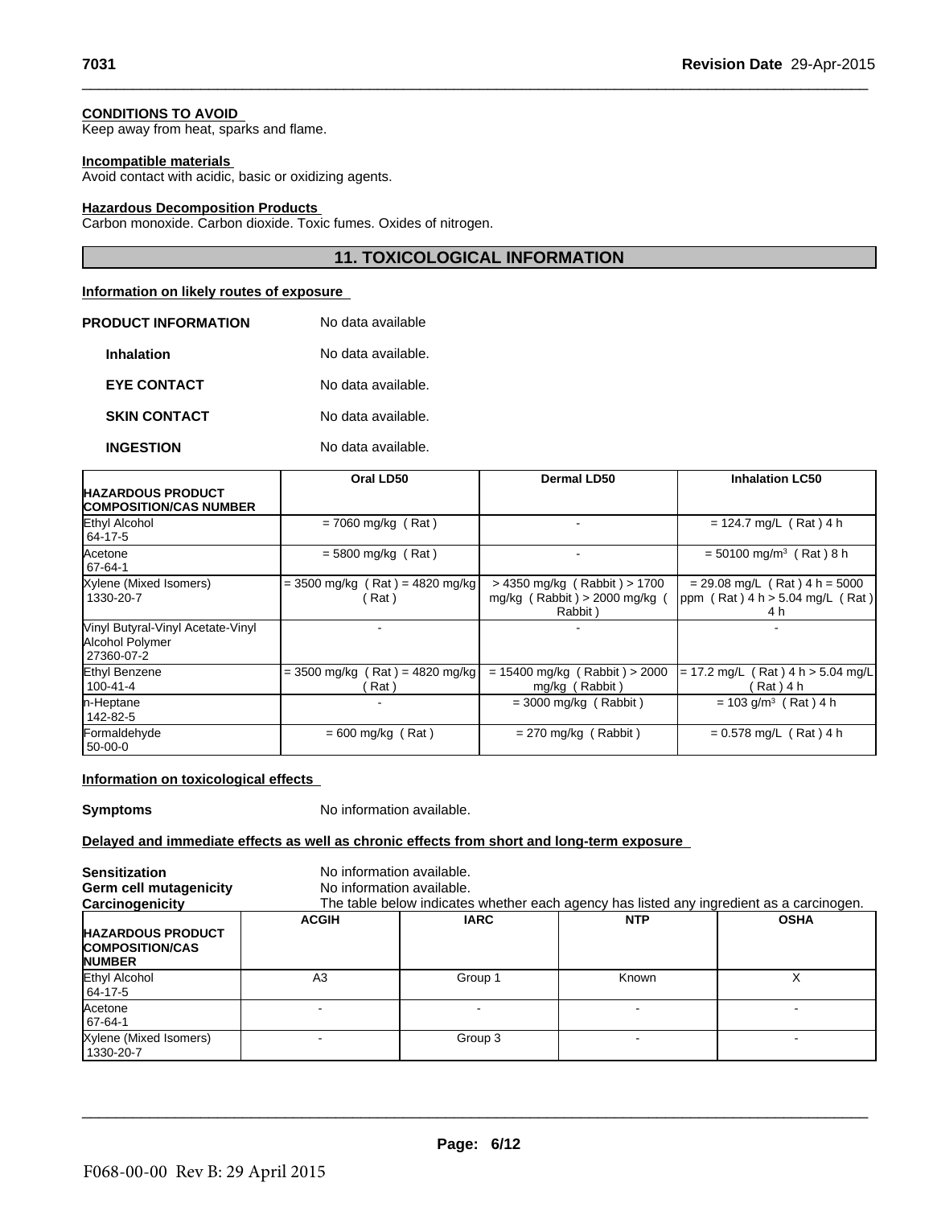**CONDITIONS TO AVOID**
Keep away from heat, sparks and flame.

**Incompatible materials**
Avoid contact with acidic, basic or oxidizing agents.

**Hazardous Decomposition Products**
Carbon monoxide. Carbon dioxide. Toxic fumes. Oxides of nitrogen.

## 11. TOXICOLOGICAL INFORMATION

**Information on likely routes of exposure**

**PRODUCT INFORMATION** No data available

**Inhalation** No data available.

**EYE CONTACT** No data available.

**SKIN CONTACT** No data available.

**INGESTION** No data available.

| HAZARDOUS PRODUCT COMPOSITION/CAS NUMBER | Oral LD50 | Dermal LD50 | Inhalation LC50 |
|---|---|---|---|
| Ethyl Alcohol 64-17-5 | = 7060 mg/kg ( Rat ) | - | = 124.7 mg/L ( Rat ) 4 h |
| Acetone 67-64-1 | = 5800 mg/kg ( Rat ) | - | = 50100 mg/m³ ( Rat ) 8 h |
| Xylene (Mixed Isomers) 1330-20-7 | = 3500 mg/kg ( Rat ) = 4820 mg/kg ( Rat ) | > 4350 mg/kg ( Rabbit ) > 1700 mg/kg ( Rabbit ) > 2000 mg/kg ( Rabbit ) | = 29.08 mg/L ( Rat ) 4 h = 5000 ppm ( Rat ) 4 h > 5.04 mg/L ( Rat ) 4 h |
| Vinyl Butyral-Vinyl Acetate-Vinyl Alcohol Polymer 27360-07-2 | - | - | - |
| Ethyl Benzene 100-41-4 | = 3500 mg/kg ( Rat ) = 4820 mg/kg ( Rat ) | = 15400 mg/kg ( Rabbit ) > 2000 mg/kg ( Rabbit ) | = 17.2 mg/L ( Rat ) 4 h > 5.04 mg/L ( Rat ) 4 h |
| n-Heptane 142-82-5 | - | = 3000 mg/kg ( Rabbit ) | = 103 g/m³ ( Rat ) 4 h |
| Formaldehyde 50-00-0 | = 600 mg/kg ( Rat ) | = 270 mg/kg ( Rabbit ) | = 0.578 mg/L ( Rat ) 4 h |

**Information on toxicological effects**

**Symptoms** No information available.

**Delayed and immediate effects as well as chronic effects from short and long-term exposure**

**Sensitization** No information available.
**Germ cell mutagenicity** No information available.
**Carcinogenicity** The table below indicates whether each agency has listed any ingredient as a carcinogen.

| HAZARDOUS PRODUCT COMPOSITION/CAS NUMBER | ACGIH | IARC | NTP | OSHA |
|---|---|---|---|---|
| Ethyl Alcohol 64-17-5 | A3 | Group 1 | Known | X |
| Acetone 67-64-1 | - | - | - | - |
| Xylene (Mixed Isomers) 1330-20-7 | - | Group 3 | - | - |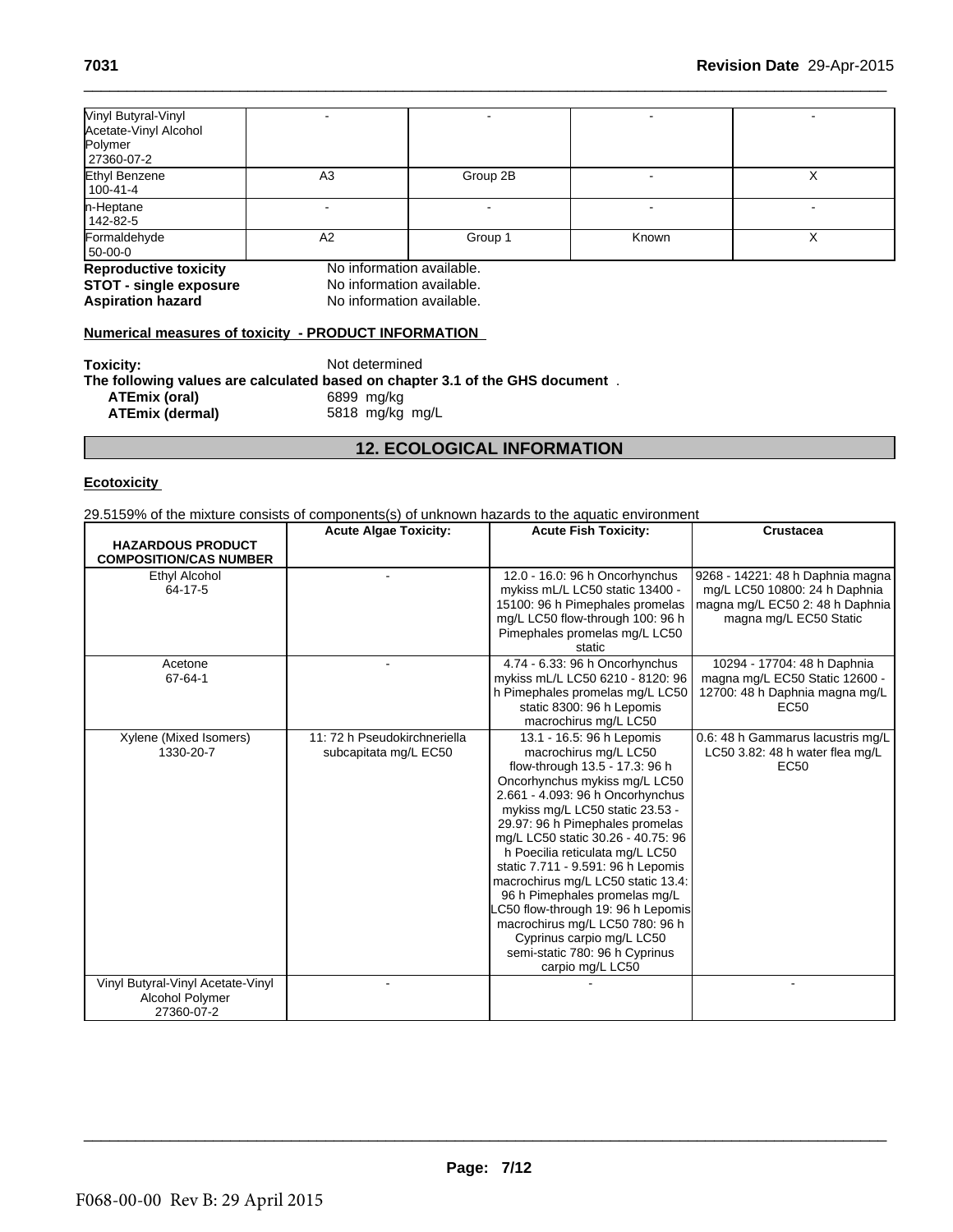| | | | | |
|---|---|---|---|---|
| Vinyl Butyral-Vinyl Acetate-Vinyl Alcohol Polymer 27360-07-2 | - | - | - | - |
| Ethyl Benzene 100-41-4 | A3 | Group 2B | - | X |
| n-Heptane 142-82-5 | - | - | - | - |
| Formaldehyde 50-00-0 | A2 | Group 1 | Known | X |

**Reproductive toxicity** No information available.
**STOT - single exposure** No information available.
**Aspiration hazard** No information available.

**Numerical measures of toxicity - PRODUCT INFORMATION**

**Toxicity:** Not determined
**The following values are calculated based on chapter 3.1 of the GHS document** .
**ATEmix (oral)** 6899 mg/kg
**ATEmix (dermal)** 5818 mg/kg mg/L

## 12. ECOLOGICAL INFORMATION

**Ecotoxicity**

29.5159% of the mixture consists of components(s) of unknown hazards to the aquatic environment

| HAZARDOUS PRODUCT COMPOSITION/CAS NUMBER | Acute Algae Toxicity: | Acute Fish Toxicity: | Crustacea |
|---|---|---|---|
| Ethyl Alcohol 64-17-5 | - | 12.0 - 16.0: 96 h Oncorhynchus mykiss mL/L LC50 static 13400 - 15100: 96 h Pimephales promelas mg/L LC50 flow-through 100: 96 h Pimephales promelas mg/L LC50 static | 9268 - 14221: 48 h Daphnia magna mg/L LC50 10800: 24 h Daphnia magna mg/L EC50 2: 48 h Daphnia magna mg/L EC50 Static |
| Acetone 67-64-1 | - | 4.74 - 6.33: 96 h Oncorhynchus mykiss mL/L LC50 6210 - 8120: 96 h Pimephales promelas mg/L LC50 static 8300: 96 h Lepomis macrochirus mg/L LC50 | 10294 - 17704: 48 h Daphnia magna mg/L EC50 Static 12600 - 12700: 48 h Daphnia magna mg/L EC50 |
| Xylene (Mixed Isomers) 1330-20-7 | 11: 72 h Pseudokirchneriella subcapitata mg/L EC50 | 13.1 - 16.5: 96 h Lepomis macrochirus mg/L LC50 flow-through 13.5 - 17.3: 96 h Oncorhynchus mykiss mg/L LC50 2.661 - 4.093: 96 h Oncorhynchus mykiss mg/L LC50 static 23.53 - 29.97: 96 h Pimephales promelas mg/L LC50 static 30.26 - 40.75: 96 h Poecilia reticulata mg/L LC50 static 7.711 - 9.591: 96 h Lepomis macrochirus mg/L LC50 static 13.4: 96 h Pimephales promelas mg/L LC50 flow-through 19: 96 h Lepomis macrochirus mg/L LC50 780: 96 h Cyprinus carpio mg/L LC50 semi-static 780: 96 h Cyprinus carpio mg/L LC50 | 0.6: 48 h Gammarus lacustris mg/L LC50 3.82: 48 h water flea mg/L EC50 |
| Vinyl Butyral-Vinyl Acetate-Vinyl Alcohol Polymer 27360-07-2 | - | - | - |

F068-00-00 Rev B: 29 April 2015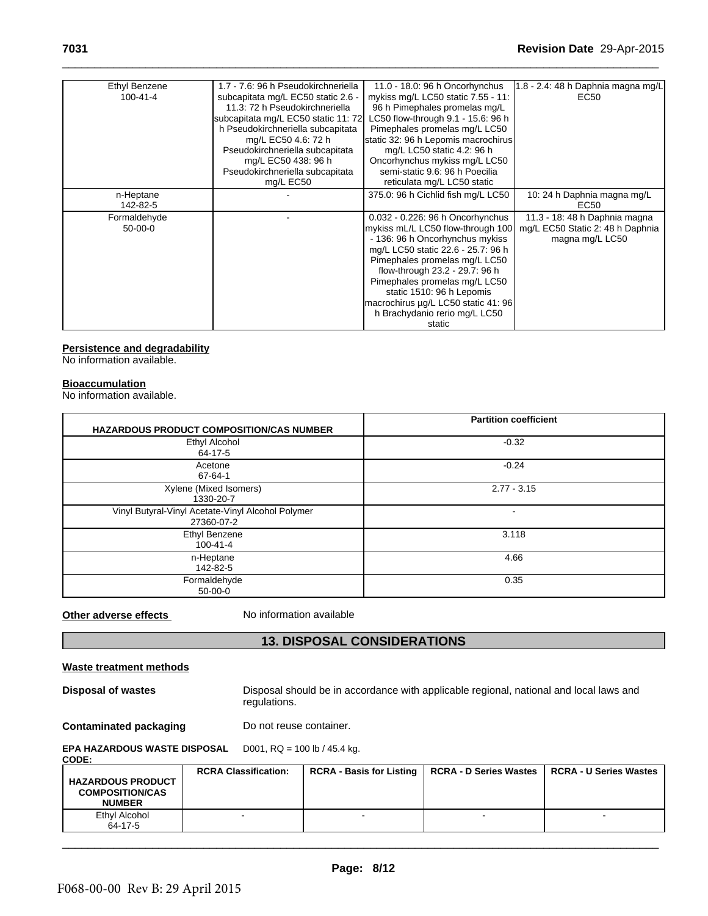| | | | |
|---|---|---|---|
| Ethyl Benzene<br>100-41-4 | 1.7 - 7.6: 96 h Pseudokirchneriella subcapitata mg/L EC50 static 2.6 - 11.3: 72 h Pseudokirchneriella subcapitata mg/L EC50 static 11: 72 h Pseudokirchneriella subcapitata mg/L EC50 4.6: 72 h Pseudokirchneriella subcapitata mg/L EC50 438: 96 h Pseudokirchneriella subcapitata mg/L EC50 | 11.0 - 18.0: 96 h Oncorhynchus mykiss mg/L LC50 static 7.55 - 11: 96 h Pimephales promelas mg/L LC50 flow-through 9.1 - 15.6: 96 h Pimephales promelas mg/L LC50 static 32: 96 h Lepomis macrochirus mg/L LC50 static 4.2: 96 h Oncorhynchus mykiss mg/L LC50 semi-static 9.6: 96 h Poecilia reticulata mg/L LC50 static | 1.8 - 2.4: 48 h Daphnia magna mg/L EC50 |
| n-Heptane<br>142-82-5 | - | 375.0: 96 h Cichlid fish mg/L LC50 | 10: 24 h Daphnia magna mg/L EC50 |
| Formaldehyde<br>50-00-0 | - | 0.032 - 0.226: 96 h Oncorhynchus mykiss mL/L LC50 flow-through 100 - 136: 96 h Oncorhynchus mykiss mg/L LC50 static 22.6 - 25.7: 96 h Pimephales promelas mg/L LC50 flow-through 23.2 - 29.7: 96 h Pimephales promelas mg/L LC50 static 1510: 96 h Lepomis macrochirus µg/L LC50 static 41: 96 h Brachydanio rerio mg/L LC50 static | 11.3 - 18: 48 h Daphnia magna mg/L EC50 Static 2: 48 h Daphnia magna mg/L LC50 |

**Persistence and degradability**
No information available.

**Bioaccumulation**
No information available.

| HAZARDOUS PRODUCT COMPOSITION/CAS NUMBER | Partition coefficient |
|---|---|
| Ethyl Alcohol<br>64-17-5 | -0.32 |
| Acetone<br>67-64-1 | -0.24 |
| Xylene (Mixed Isomers)<br>1330-20-7 | 2.77 - 3.15 |
| Vinyl Butyral-Vinyl Acetate-Vinyl Alcohol Polymer<br>27360-07-2 | - |
| Ethyl Benzene<br>100-41-4 | 3.118 |
| n-Heptane<br>142-82-5 | 4.66 |
| Formaldehyde<br>50-00-0 | 0.35 |

**Other adverse effects** No information available

## 13. DISPOSAL CONSIDERATIONS

**Waste treatment methods**

**Disposal of wastes** Disposal should be in accordance with applicable regional, national and local laws and regulations.

**Contaminated packaging** Do not reuse container.

**EPA HAZARDOUS WASTE DISPOSAL CODE:** D001, RQ = 100 lb / 45.4 kg.

| HAZARDOUS PRODUCT COMPOSITION/CAS NUMBER | RCRA Classification: | RCRA - Basis for Listing | RCRA - D Series Wastes | RCRA - U Series Wastes |
|---|---|---|---|---|
| Ethyl Alcohol<br>64-17-5 | - | - | - | - |

F068-00-00 Rev B: 29 April 2015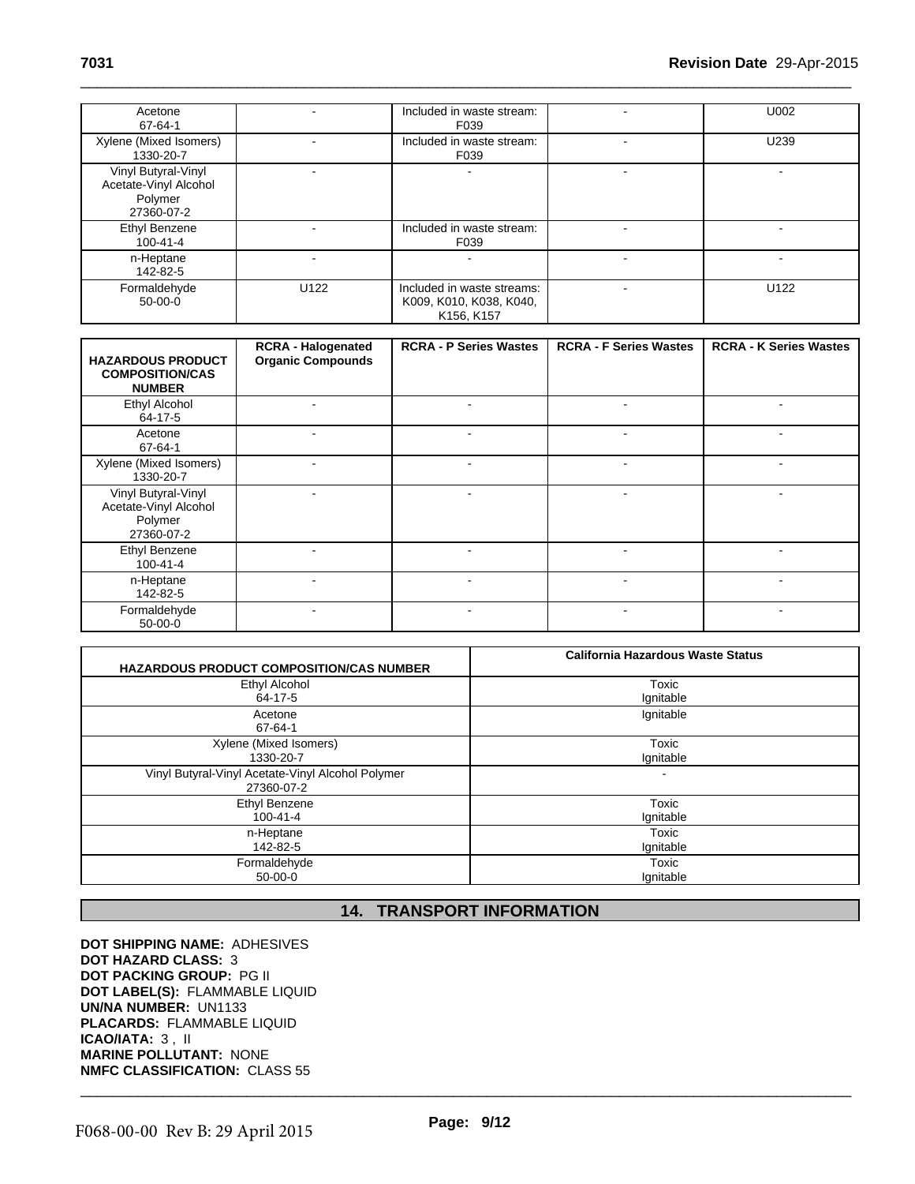| Acetone 67-64-1 | - | Included in waste stream: F039 | - | U002 |
|---|---|---|---|---|
| Xylene (Mixed Isomers) 1330-20-7 | - | Included in waste stream: F039 | - | U239 |
| Vinyl Butyral-Vinyl Acetate-Vinyl Alcohol Polymer 27360-07-2 | - | - | - | - |
| Ethyl Benzene 100-41-4 | - | Included in waste stream: F039 | - | - |
| n-Heptane 142-82-5 | - | - | - | - |
| Formaldehyde 50-00-0 | U122 | Included in waste streams: K009, K010, K038, K040, K156, K157 | - | U122 |

| HAZARDOUS PRODUCT COMPOSITION/CAS NUMBER | RCRA - Halogenated Organic Compounds | RCRA - P Series Wastes | RCRA - F Series Wastes | RCRA - K Series Wastes |
|---|---|---|---|---|
| Ethyl Alcohol 64-17-5 | - | - | - | - |
| Acetone 67-64-1 | - | - | - | - |
| Xylene (Mixed Isomers) 1330-20-7 | - | - | - | - |
| Vinyl Butyral-Vinyl Acetate-Vinyl Alcohol Polymer 27360-07-2 | - | - | - | - |
| Ethyl Benzene 100-41-4 | - | - | - | - |
| n-Heptane 142-82-5 | - | - | - | - |
| Formaldehyde 50-00-0 | - | - | - | - |

| HAZARDOUS PRODUCT COMPOSITION/CAS NUMBER | California Hazardous Waste Status |
|---|---|
| Ethyl Alcohol 64-17-5 | Toxic Ignitable |
| Acetone 67-64-1 | Ignitable |
| Xylene (Mixed Isomers) 1330-20-7 | Toxic Ignitable |
| Vinyl Butyral-Vinyl Acetate-Vinyl Alcohol Polymer 27360-07-2 | - |
| Ethyl Benzene 100-41-4 | Toxic Ignitable |
| n-Heptane 142-82-5 | Toxic Ignitable |
| Formaldehyde 50-00-0 | Toxic Ignitable |

## 14. TRANSPORT INFORMATION

**DOT SHIPPING NAME:** ADHESIVES
**DOT HAZARD CLASS:** 3
**DOT PACKING GROUP:** PG II
**DOT LABEL(S):** FLAMMABLE LIQUID
**UN/NA NUMBER:** UN1133
**PLACARDS:** FLAMMABLE LIQUID
**ICAO/IATA:** 3 , II
**MARINE POLLUTANT:** NONE
**NMFC CLASSIFICATION:** CLASS 55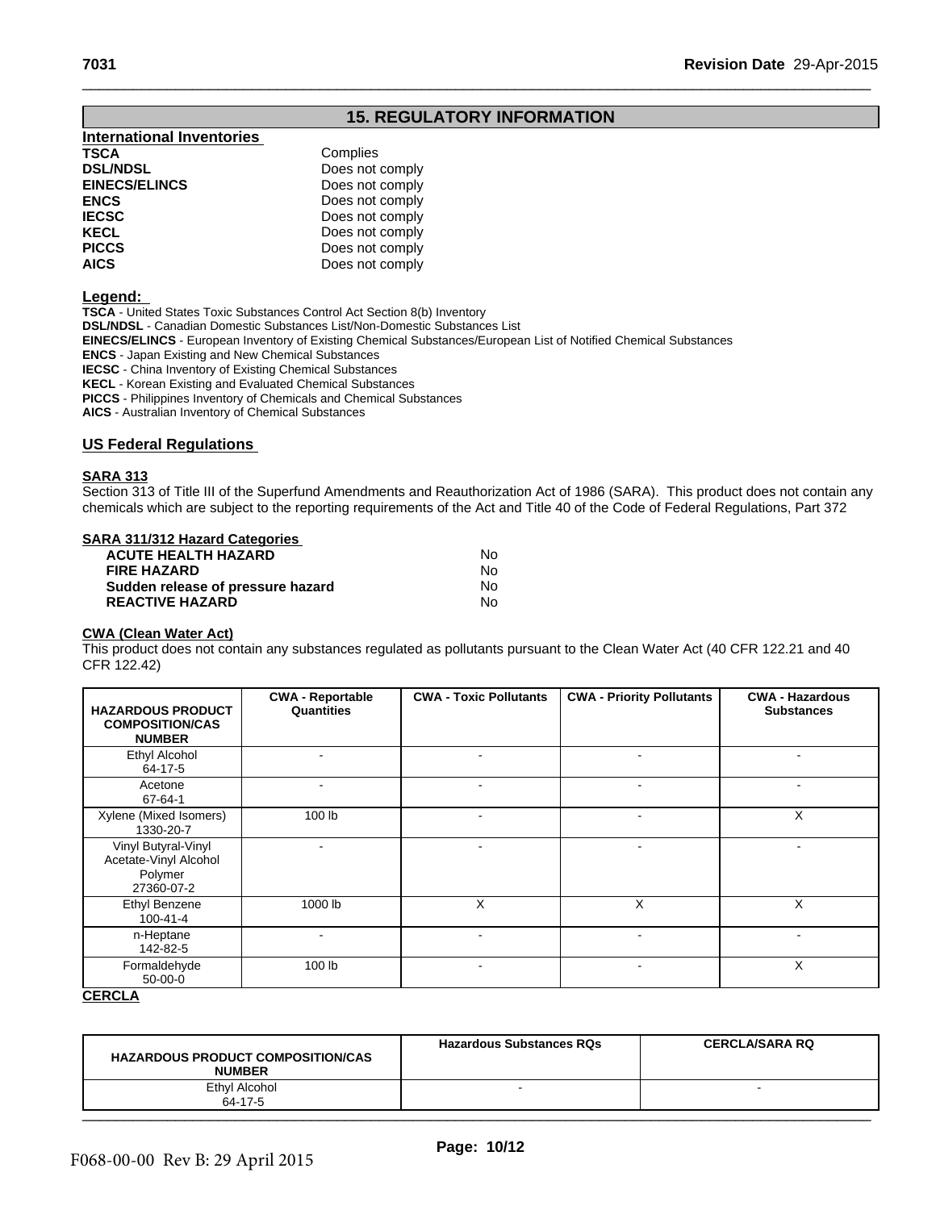## 15. REGULATORY INFORMATION

**International Inventories**

| | |
|---|---|
| **TSCA** | Complies |
| **DSL/NDSL** | Does not comply |
| **EINECS/ELINCS** | Does not comply |
| **ENCS** | Does not comply |
| **IECSC** | Does not comply |
| **KECL** | Does not comply |
| **PICCS** | Does not comply |
| **AICS** | Does not comply |

**Legend:**

**TSCA** - United States Toxic Substances Control Act Section 8(b) Inventory
**DSL/NDSL** - Canadian Domestic Substances List/Non-Domestic Substances List
**EINECS/ELINCS** - European Inventory of Existing Chemical Substances/European List of Notified Chemical Substances
**ENCS** - Japan Existing and New Chemical Substances
**IECSC** - China Inventory of Existing Chemical Substances
**KECL** - Korean Existing and Evaluated Chemical Substances
**PICCS** - Philippines Inventory of Chemicals and Chemical Substances
**AICS** - Australian Inventory of Chemical Substances

### US Federal Regulations

**SARA 313**

Section 313 of Title III of the Superfund Amendments and Reauthorization Act of 1986 (SARA). This product does not contain any chemicals which are subject to the reporting requirements of the Act and Title 40 of the Code of Federal Regulations, Part 372

**SARA 311/312 Hazard Categories**

| | |
|---|---|
| **ACUTE HEALTH HAZARD** | No |
| **FIRE HAZARD** | No |
| **Sudden release of pressure hazard** | No |
| **REACTIVE HAZARD** | No |

**CWA (Clean Water Act)**

This product does not contain any substances regulated as pollutants pursuant to the Clean Water Act (40 CFR 122.21 and 40 CFR 122.42)

| HAZARDOUS PRODUCT COMPOSITION/CAS NUMBER | CWA - Reportable Quantities | CWA - Toxic Pollutants | CWA - Priority Pollutants | CWA - Hazardous Substances |
|---|---|---|---|---|
| Ethyl Alcohol 64-17-5 | - | - | - | - |
| Acetone 67-64-1 | - | - | - | - |
| Xylene (Mixed Isomers) 1330-20-7 | 100 lb | - | - | X |
| Vinyl Butyral-Vinyl Acetate-Vinyl Alcohol Polymer 27360-07-2 | - | - | - | - |
| Ethyl Benzene 100-41-4 | 1000 lb | X | X | X |
| n-Heptane 142-82-5 | - | - | - | - |
| Formaldehyde 50-00-0 | 100 lb | - | - | X |

**CERCLA**

| HAZARDOUS PRODUCT COMPOSITION/CAS NUMBER | Hazardous Substances RQs | CERCLA/SARA RQ |
|---|---|---|
| Ethyl Alcohol 64-17-5 | - | - |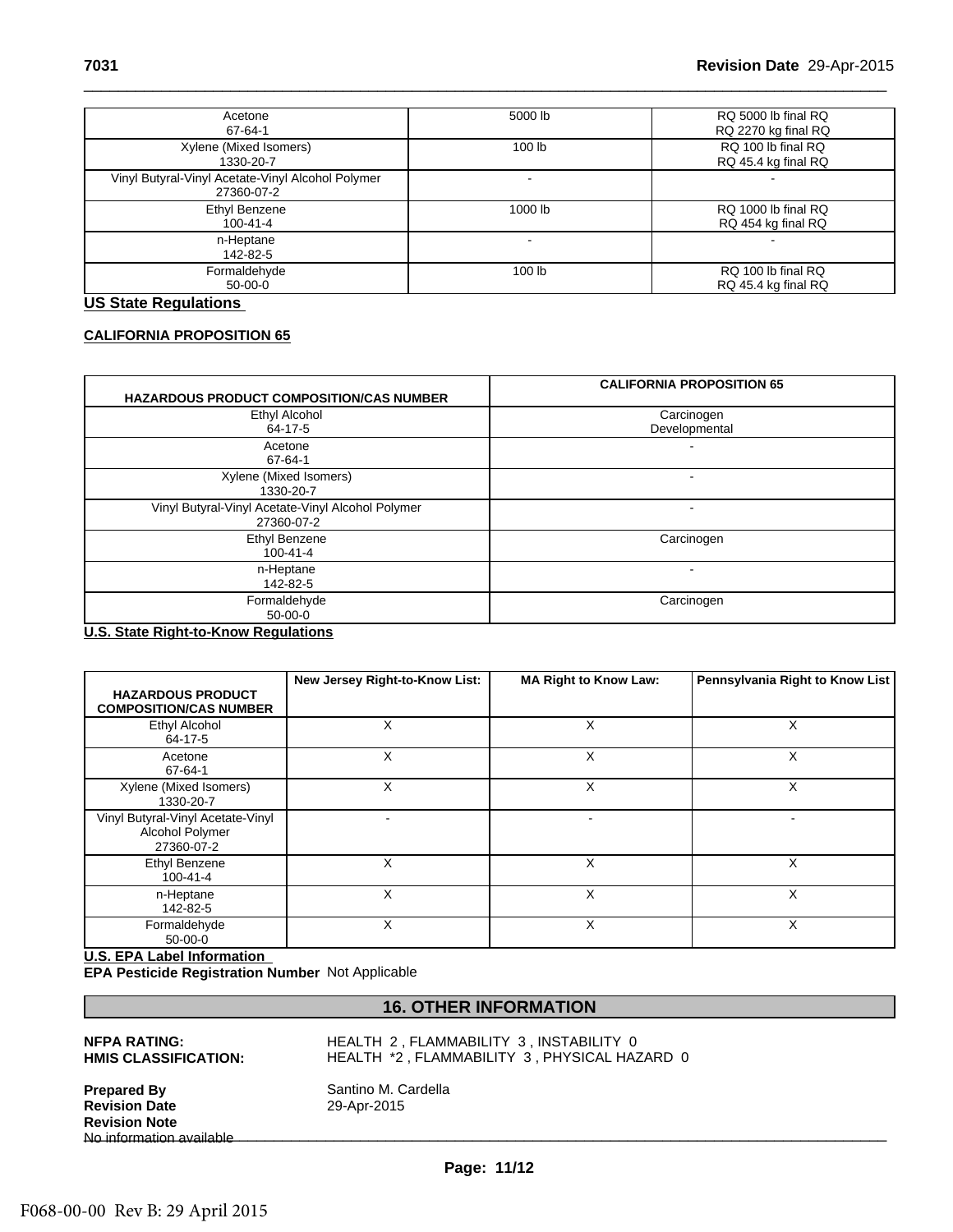| | | |
|---|---|---|
| Acetone<br>67-64-1 | 5000 lb | RQ 5000 lb final RQ<br>RQ 2270 kg final RQ |
| Xylene (Mixed Isomers)<br>1330-20-7 | 100 lb | RQ 100 lb final RQ<br>RQ 45.4 kg final RQ |
| Vinyl Butyral-Vinyl Acetate-Vinyl Alcohol Polymer<br>27360-07-2 | - | - |
| Ethyl Benzene<br>100-41-4 | 1000 lb | RQ 1000 lb final RQ<br>RQ 454 kg final RQ |
| n-Heptane<br>142-82-5 | - | - |
| Formaldehyde<br>50-00-0 | 100 lb | RQ 100 lb final RQ<br>RQ 45.4 kg final RQ |

**US State Regulations**

**CALIFORNIA PROPOSITION 65**

| HAZARDOUS PRODUCT COMPOSITION/CAS NUMBER | CALIFORNIA PROPOSITION 65 |
|---|---|
| Ethyl Alcohol<br>64-17-5 | Carcinogen<br>Developmental |
| Acetone<br>67-64-1 | - |
| Xylene (Mixed Isomers)<br>1330-20-7 | - |
| Vinyl Butyral-Vinyl Acetate-Vinyl Alcohol Polymer<br>27360-07-2 | - |
| Ethyl Benzene<br>100-41-4 | Carcinogen |
| n-Heptane<br>142-82-5 | - |
| Formaldehyde<br>50-00-0 | Carcinogen |

**U.S. State Right-to-Know Regulations**

| HAZARDOUS PRODUCT COMPOSITION/CAS NUMBER | New Jersey Right-to-Know List: | MA Right to Know Law: | Pennsylvania Right to Know List |
|---|---|---|---|
| Ethyl Alcohol<br>64-17-5 | X | X | X |
| Acetone<br>67-64-1 | X | X | X |
| Xylene (Mixed Isomers)<br>1330-20-7 | X | X | X |
| Vinyl Butyral-Vinyl Acetate-Vinyl Alcohol Polymer<br>27360-07-2 | - | - | - |
| Ethyl Benzene<br>100-41-4 | X | X | X |
| n-Heptane<br>142-82-5 | X | X | X |
| Formaldehyde<br>50-00-0 | X | X | X |

**U.S. EPA Label Information**

**EPA Pesticide Registration Number** Not Applicable

## 16. OTHER INFORMATION

**NFPA RATING:** HEALTH 2 , FLAMMABILITY 3 , INSTABILITY 0

**HMIS CLASSIFICATION:** HEALTH *2 , FLAMMABILITY 3 , PHYSICAL HAZARD 0

**Prepared By** Santino M. Cardella

**Revision Date** 29-Apr-2015

**Revision Note**

No information available

F068-00-00 Rev B: 29 April 2015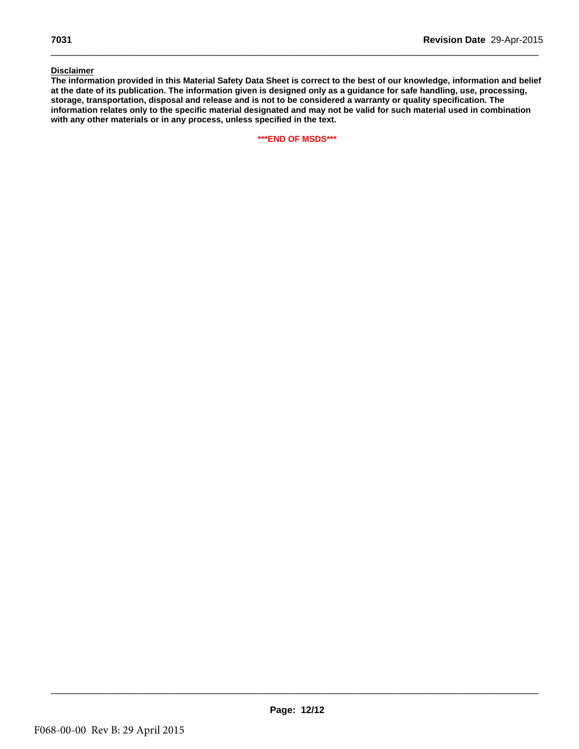**Disclaimer**

**The information provided in this Material Safety Data Sheet is correct to the best of our knowledge, information and belief at the date of its publication. The information given is designed only as a guidance for safe handling, use, processing, storage, transportation, disposal and release and is not to be considered a warranty or quality specification. The information relates only to the specific material designated and may not be valid for such material used in combination with any other materials or in any process, unless specified in the text.**

**\*\*\*END OF MSDS\*\*\***